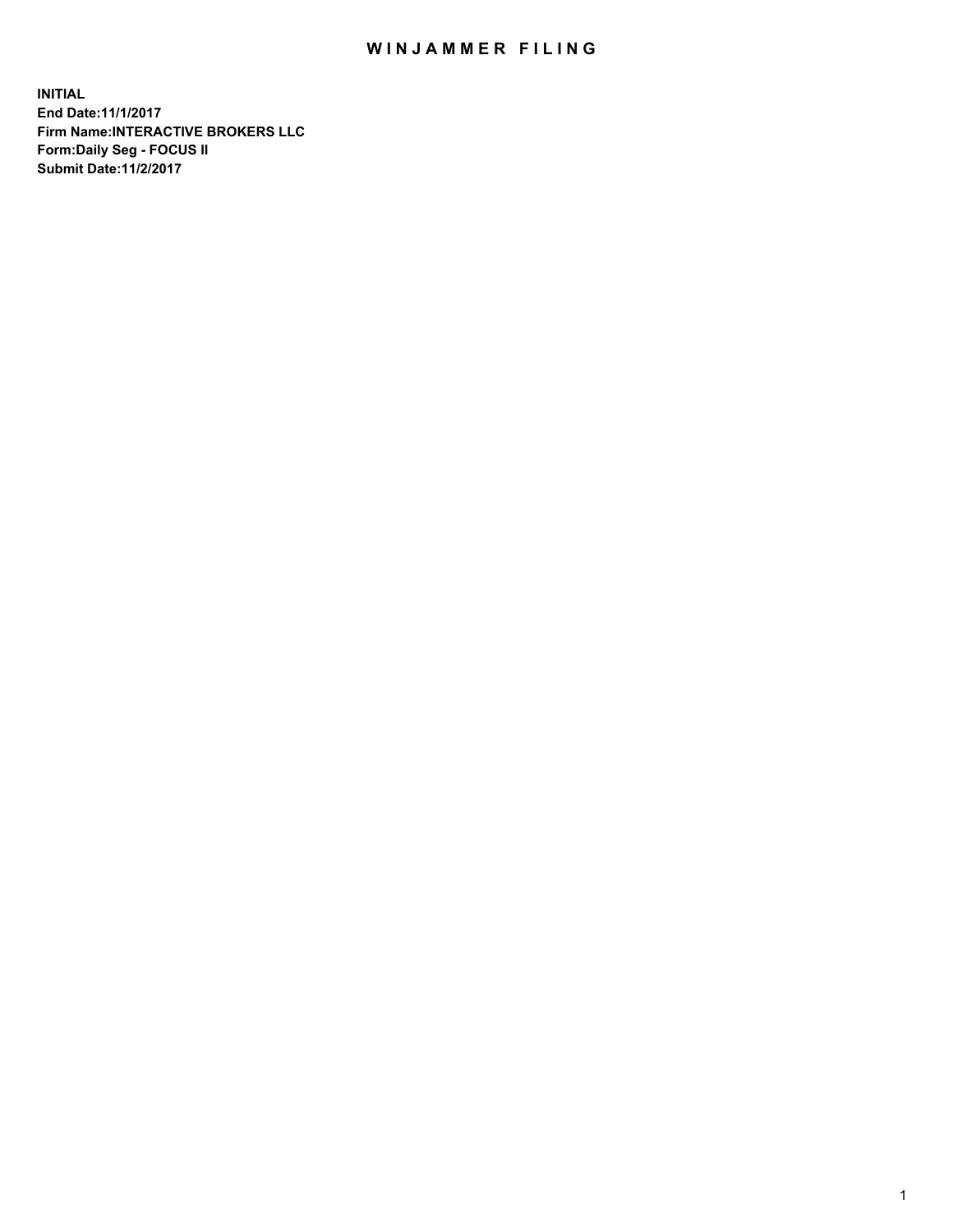# WINJAMMER FILING

**INITIAL**
**End Date:11/1/2017**
**Firm Name:INTERACTIVE BROKERS LLC**
**Form:Daily Seg - FOCUS II**
**Submit Date:11/2/2017**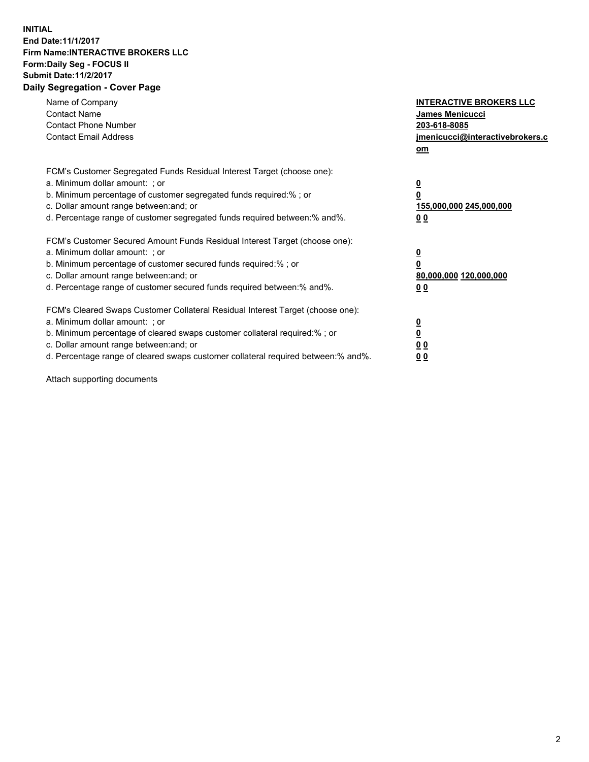**INITIAL**
**End Date:11/1/2017**
**Firm Name:INTERACTIVE BROKERS LLC**
**Form:Daily Seg - FOCUS II**
**Submit Date:11/2/2017**
**Daily Segregation - Cover Page**

| | |
|---|---|
| Name of Company | **INTERACTIVE BROKERS LLC** |
| Contact Name | **James Menicucci** |
| Contact Phone Number | **203-618-8085** |
| Contact Email Address | **jmenicucci@interactivebrokers.com** |

FCM's Customer Segregated Funds Residual Interest Target (choose one):

| | |
|---|---|
| a. Minimum dollar amount: ; or | **0** |
| b. Minimum percentage of customer segregated funds required:% ; or | **0** |
| c. Dollar amount range between:and; or | **155,000,000 245,000,000** |
| d. Percentage range of customer segregated funds required between:% and%. | **0 0** |

FCM's Customer Secured Amount Funds Residual Interest Target (choose one):

| | |
|---|---|
| a. Minimum dollar amount: ; or | **0** |
| b. Minimum percentage of customer secured funds required:% ; or | **0** |
| c. Dollar amount range between:and; or | **80,000,000 120,000,000** |
| d. Percentage range of customer secured funds required between:% and%. | **0 0** |

FCM's Cleared Swaps Customer Collateral Residual Interest Target (choose one):

| | |
|---|---|
| a. Minimum dollar amount: ; or | **0** |
| b. Minimum percentage of cleared swaps customer collateral required:% ; or | **0** |
| c. Dollar amount range between:and; or | **0 0** |
| d. Percentage range of cleared swaps customer collateral required between:% and%. | **0 0** |

Attach supporting documents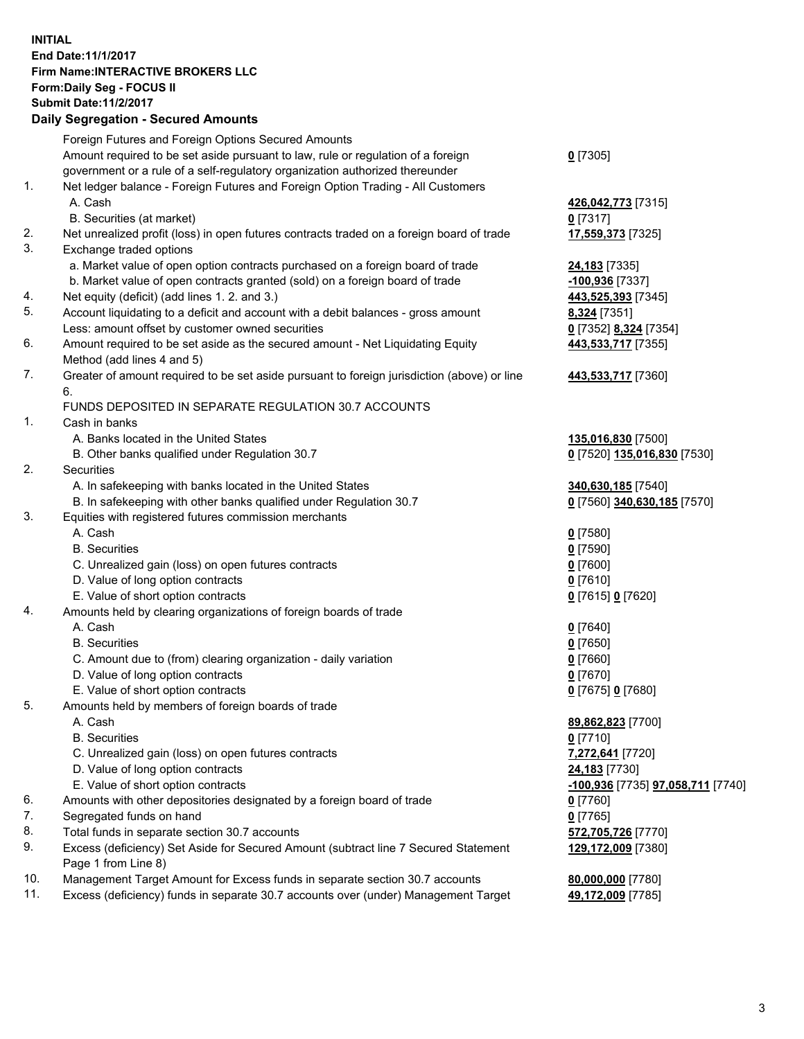**INITIAL**
**End Date:11/1/2017**
**Firm Name:INTERACTIVE BROKERS LLC**
**Form:Daily Seg - FOCUS II**
**Submit Date:11/2/2017**
**Daily Segregation - Secured Amounts**

| | | |
|---|---|---|
| | Foreign Futures and Foreign Options Secured Amounts | |
| | Amount required to be set aside pursuant to law, rule or regulation of a foreign government or a rule of a self-regulatory organization authorized thereunder | **0** [7305] |
| 1. | Net ledger balance - Foreign Futures and Foreign Option Trading - All Customers | |
| | A. Cash | **426,042,773** [7315] |
| | B. Securities (at market) | **0** [7317] |
| 2. | Net unrealized profit (loss) in open futures contracts traded on a foreign board of trade | **17,559,373** [7325] |
| 3. | Exchange traded options | |
| | a. Market value of open option contracts purchased on a foreign board of trade | **24,183** [7335] |
| | b. Market value of open contracts granted (sold) on a foreign board of trade | **-100,936** [7337] |
| 4. | Net equity (deficit) (add lines 1. 2. and 3.) | **443,525,393** [7345] |
| 5. | Account liquidating to a deficit and account with a debit balances - gross amount | **8,324** [7351] |
| | Less: amount offset by customer owned securities | **0** [7352] **8,324** [7354] |
| 6. | Amount required to be set aside as the secured amount - Net Liquidating Equity Method (add lines 4 and 5) | **443,533,717** [7355] |
| 7. | Greater of amount required to be set aside pursuant to foreign jurisdiction (above) or line 6. | **443,533,717** [7360] |
| | FUNDS DEPOSITED IN SEPARATE REGULATION 30.7 ACCOUNTS | |
| 1. | Cash in banks | |
| | A. Banks located in the United States | **135,016,830** [7500] |
| | B. Other banks qualified under Regulation 30.7 | **0** [7520] **135,016,830** [7530] |
| 2. | Securities | |
| | A. In safekeeping with banks located in the United States | **340,630,185** [7540] |
| | B. In safekeeping with other banks qualified under Regulation 30.7 | **0** [7560] **340,630,185** [7570] |
| 3. | Equities with registered futures commission merchants | |
| | A. Cash | **0** [7580] |
| | B. Securities | **0** [7590] |
| | C. Unrealized gain (loss) on open futures contracts | **0** [7600] |
| | D. Value of long option contracts | **0** [7610] |
| | E. Value of short option contracts | **0** [7615] **0** [7620] |
| 4. | Amounts held by clearing organizations of foreign boards of trade | |
| | A. Cash | **0** [7640] |
| | B. Securities | **0** [7650] |
| | C. Amount due to (from) clearing organization - daily variation | **0** [7660] |
| | D. Value of long option contracts | **0** [7670] |
| | E. Value of short option contracts | **0** [7675] **0** [7680] |
| 5. | Amounts held by members of foreign boards of trade | |
| | A. Cash | **89,862,823** [7700] |
| | B. Securities | **0** [7710] |
| | C. Unrealized gain (loss) on open futures contracts | **7,272,641** [7720] |
| | D. Value of long option contracts | **24,183** [7730] |
| | E. Value of short option contracts | **-100,936** [7735] **97,058,711** [7740] |
| 6. | Amounts with other depositories designated by a foreign board of trade | **0** [7760] |
| 7. | Segregated funds on hand | **0** [7765] |
| 8. | Total funds in separate section 30.7 accounts | **572,705,726** [7770] |
| 9. | Excess (deficiency) Set Aside for Secured Amount (subtract line 7 Secured Statement Page 1 from Line 8) | **129,172,009** [7380] |
| 10. | Management Target Amount for Excess funds in separate section 30.7 accounts | **80,000,000** [7780] |
| 11. | Excess (deficiency) funds in separate 30.7 accounts over (under) Management Target | **49,172,009** [7785] |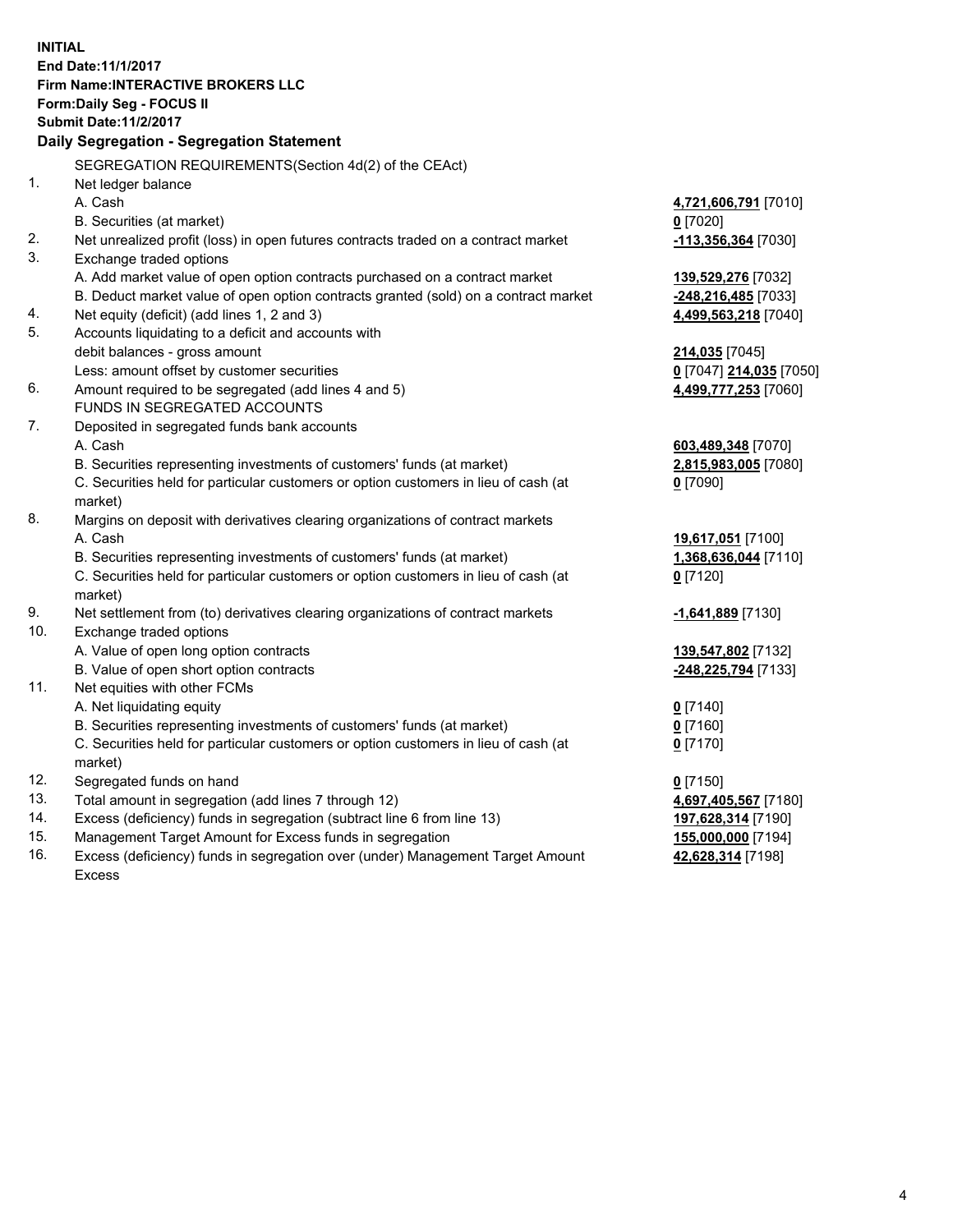**INITIAL**
**End Date:11/1/2017**
**Firm Name:INTERACTIVE BROKERS LLC**
**Form:Daily Seg - FOCUS II**
**Submit Date:11/2/2017**

## Daily Segregation - Segregation Statement

SEGREGATION REQUIREMENTS(Section 4d(2) of the CEAct)

| | | |
|---|---|---|
| 1. | Net ledger balance | |
| | A. Cash | **4,721,606,791** [7010] |
| | B. Securities (at market) | **0** [7020] |
| 2. | Net unrealized profit (loss) in open futures contracts traded on a contract market | **-113,356,364** [7030] |
| 3. | Exchange traded options | |
| | A. Add market value of open option contracts purchased on a contract market | **139,529,276** [7032] |
| | B. Deduct market value of open option contracts granted (sold) on a contract market | **-248,216,485** [7033] |
| 4. | Net equity (deficit) (add lines 1, 2 and 3) | **4,499,563,218** [7040] |
| 5. | Accounts liquidating to a deficit and accounts with debit balances - gross amount | **214,035** [7045] |
| | Less: amount offset by customer securities | **0** [7047] **214,035** [7050] |
| 6. | Amount required to be segregated (add lines 4 and 5) | **4,499,777,253** [7060] |
| | FUNDS IN SEGREGATED ACCOUNTS | |
| 7. | Deposited in segregated funds bank accounts | |
| | A. Cash | **603,489,348** [7070] |
| | B. Securities representing investments of customers' funds (at market) | **2,815,983,005** [7080] |
| | C. Securities held for particular customers or option customers in lieu of cash (at market) | **0** [7090] |
| 8. | Margins on deposit with derivatives clearing organizations of contract markets | |
| | A. Cash | **19,617,051** [7100] |
| | B. Securities representing investments of customers' funds (at market) | **1,368,636,044** [7110] |
| | C. Securities held for particular customers or option customers in lieu of cash (at market) | **0** [7120] |
| 9. | Net settlement from (to) derivatives clearing organizations of contract markets | **-1,641,889** [7130] |
| 10. | Exchange traded options | |
| | A. Value of open long option contracts | **139,547,802** [7132] |
| | B. Value of open short option contracts | **-248,225,794** [7133] |
| 11. | Net equities with other FCMs | |
| | A. Net liquidating equity | **0** [7140] |
| | B. Securities representing investments of customers' funds (at market) | **0** [7160] |
| | C. Securities held for particular customers or option customers in lieu of cash (at market) | **0** [7170] |
| 12. | Segregated funds on hand | **0** [7150] |
| 13. | Total amount in segregation (add lines 7 through 12) | **4,697,405,567** [7180] |
| 14. | Excess (deficiency) funds in segregation (subtract line 6 from line 13) | **197,628,314** [7190] |
| 15. | Management Target Amount for Excess funds in segregation | **155,000,000** [7194] |
| 16. | Excess (deficiency) funds in segregation over (under) Management Target Amount Excess | **42,628,314** [7198] |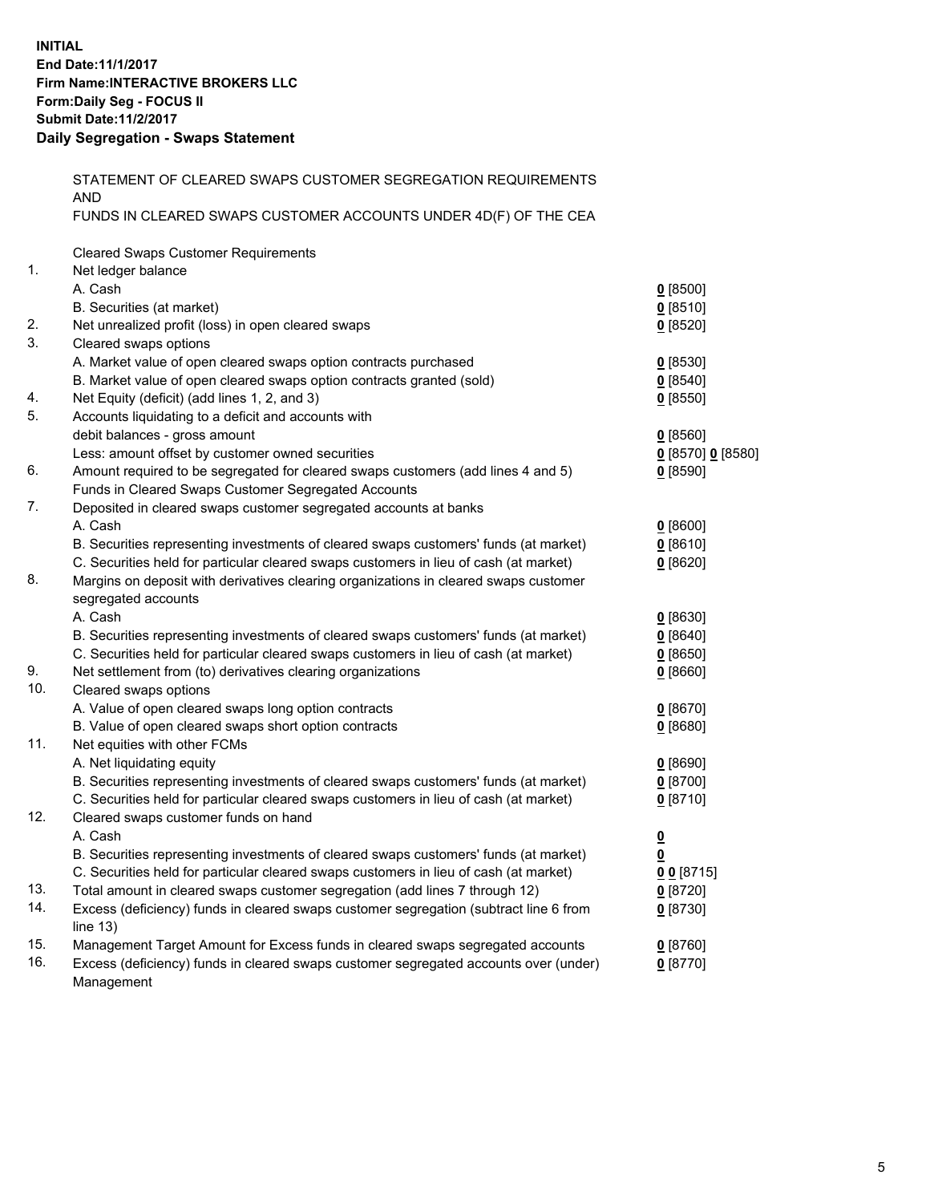**INITIAL**
**End Date:11/1/2017**
**Firm Name:INTERACTIVE BROKERS LLC**
**Form:Daily Seg - FOCUS II**
**Submit Date:11/2/2017**
**Daily Segregation - Swaps Statement**

STATEMENT OF CLEARED SWAPS CUSTOMER SEGREGATION REQUIREMENTS
AND
FUNDS IN CLEARED SWAPS CUSTOMER ACCOUNTS UNDER 4D(F) OF THE CEA

| | | |
|---|---|---|
| | Cleared Swaps Customer Requirements | |
| 1. | Net ledger balance | |
| | A. Cash | 0 [8500] |
| | B. Securities (at market) | 0 [8510] |
| 2. | Net unrealized profit (loss) in open cleared swaps | 0 [8520] |
| 3. | Cleared swaps options | |
| | A. Market value of open cleared swaps option contracts purchased | 0 [8530] |
| | B. Market value of open cleared swaps option contracts granted (sold) | 0 [8540] |
| 4. | Net Equity (deficit) (add lines 1, 2, and 3) | 0 [8550] |
| 5. | Accounts liquidating to a deficit and accounts with debit balances - gross amount | 0 [8560] |
| | Less: amount offset by customer owned securities | 0 [8570] 0 [8580] |
| 6. | Amount required to be segregated for cleared swaps customers (add lines 4 and 5) | 0 [8590] |
| | Funds in Cleared Swaps Customer Segregated Accounts | |
| 7. | Deposited in cleared swaps customer segregated accounts at banks | |
| | A. Cash | 0 [8600] |
| | B. Securities representing investments of cleared swaps customers' funds (at market) | 0 [8610] |
| | C. Securities held for particular cleared swaps customers in lieu of cash (at market) | 0 [8620] |
| 8. | Margins on deposit with derivatives clearing organizations in cleared swaps customer segregated accounts | |
| | A. Cash | 0 [8630] |
| | B. Securities representing investments of cleared swaps customers' funds (at market) | 0 [8640] |
| | C. Securities held for particular cleared swaps customers in lieu of cash (at market) | 0 [8650] |
| 9. | Net settlement from (to) derivatives clearing organizations | 0 [8660] |
| 10. | Cleared swaps options | |
| | A. Value of open cleared swaps long option contracts | 0 [8670] |
| | B. Value of open cleared swaps short option contracts | 0 [8680] |
| 11. | Net equities with other FCMs | |
| | A. Net liquidating equity | 0 [8690] |
| | B. Securities representing investments of cleared swaps customers' funds (at market) | 0 [8700] |
| | C. Securities held for particular cleared swaps customers in lieu of cash (at market) | 0 [8710] |
| 12. | Cleared swaps customer funds on hand | |
| | A. Cash | 0 |
| | B. Securities representing investments of cleared swaps customers' funds (at market) | 0 |
| | C. Securities held for particular cleared swaps customers in lieu of cash (at market) | 0 0 [8715] |
| 13. | Total amount in cleared swaps customer segregation (add lines 7 through 12) | 0 [8720] |
| 14. | Excess (deficiency) funds in cleared swaps customer segregation (subtract line 6 from line 13) | 0 [8730] |
| 15. | Management Target Amount for Excess funds in cleared swaps segregated accounts | 0 [8760] |
| 16. | Excess (deficiency) funds in cleared swaps customer segregated accounts over (under) Management | 0 [8770] |